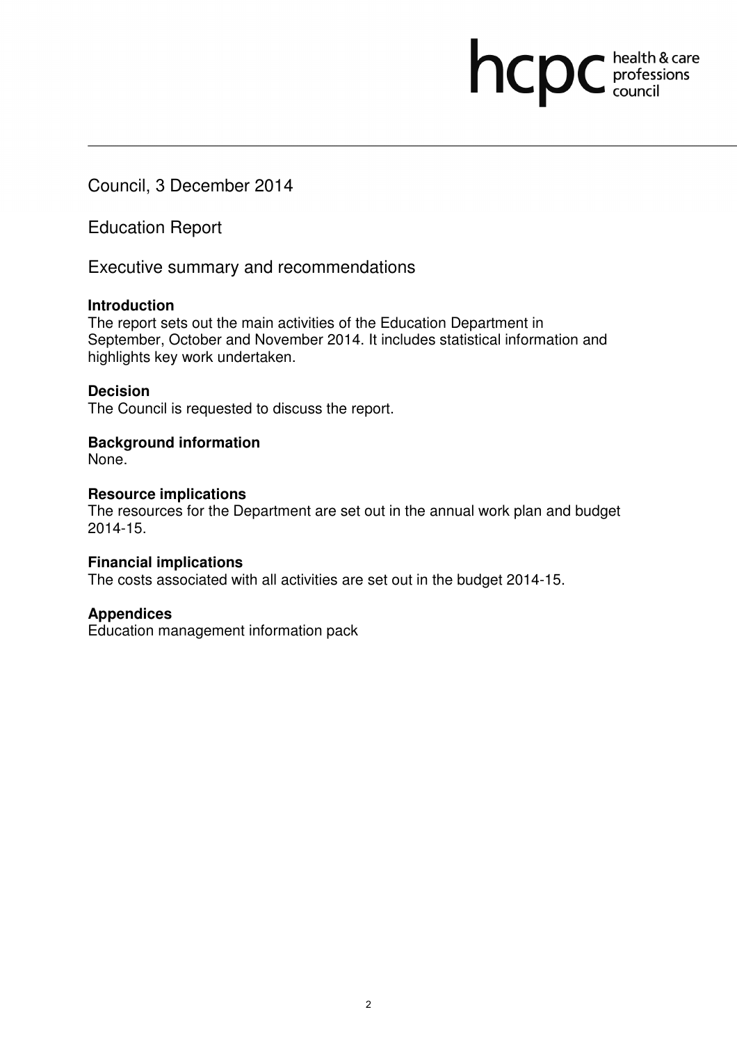hcpc health & care professions council

Council, 3 December 2014

# Education Report

## Executive summary and recommendations

**Introduction**
The report sets out the main activities of the Education Department in September, October and November 2014. It includes statistical information and highlights key work undertaken.

**Decision**
The Council is requested to discuss the report.

**Background information**
None.

**Resource implications**
The resources for the Department are set out in the annual work plan and budget 2014-15.

**Financial implications**
The costs associated with all activities are set out in the budget 2014-15.

**Appendices**
Education management information pack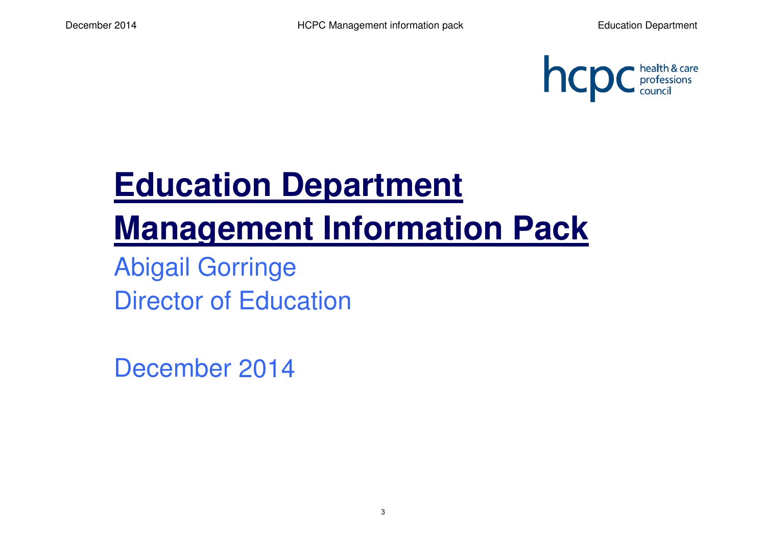# Education Department Management Information Pack

Abigail Gorringe

Director of Education

December 2014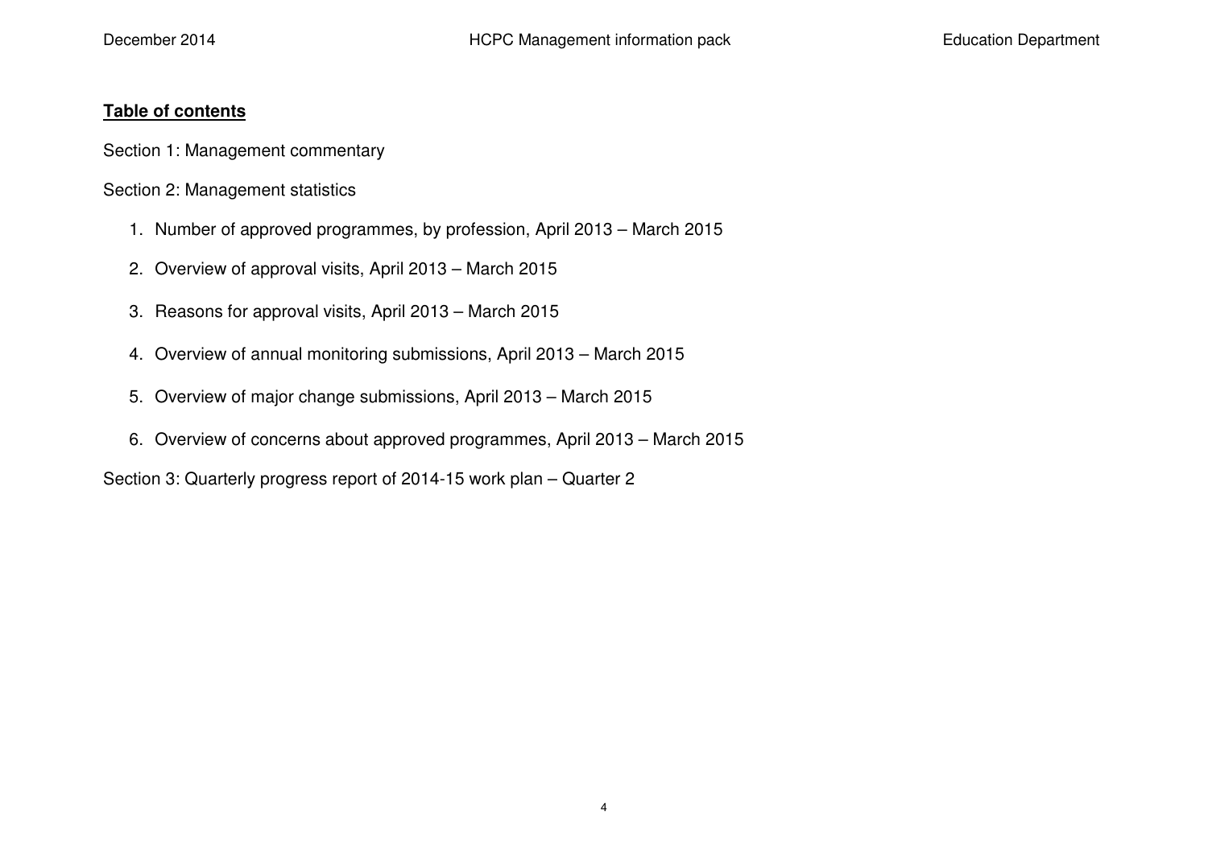## Table of contents

Section 1: Management commentary

Section 2: Management statistics

1. Number of approved programmes, by profession, April 2013 – March 2015
2. Overview of approval visits, April 2013 – March 2015
3. Reasons for approval visits, April 2013 – March 2015
4. Overview of annual monitoring submissions, April 2013 – March 2015
5. Overview of major change submissions, April 2013 – March 2015
6. Overview of concerns about approved programmes, April 2013 – March 2015

Section 3: Quarterly progress report of 2014-15 work plan – Quarter 2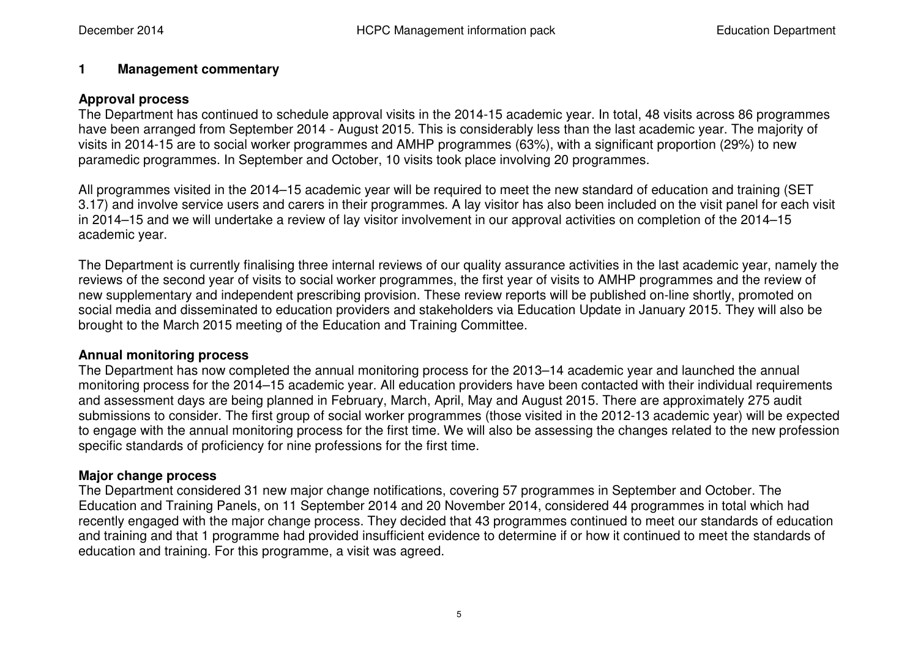## 1 Management commentary

### Approval process

The Department has continued to schedule approval visits in the 2014-15 academic year. In total, 48 visits across 86 programmes have been arranged from September 2014 - August 2015. This is considerably less than the last academic year. The majority of visits in 2014-15 are to social worker programmes and AMHP programmes (63%), with a significant proportion (29%) to new paramedic programmes. In September and October, 10 visits took place involving 20 programmes.

All programmes visited in the 2014–15 academic year will be required to meet the new standard of education and training (SET 3.17) and involve service users and carers in their programmes. A lay visitor has also been included on the visit panel for each visit in 2014–15 and we will undertake a review of lay visitor involvement in our approval activities on completion of the 2014–15 academic year.

The Department is currently finalising three internal reviews of our quality assurance activities in the last academic year, namely the reviews of the second year of visits to social worker programmes, the first year of visits to AMHP programmes and the review of new supplementary and independent prescribing provision. These review reports will be published on-line shortly, promoted on social media and disseminated to education providers and stakeholders via Education Update in January 2015. They will also be brought to the March 2015 meeting of the Education and Training Committee.

### Annual monitoring process

The Department has now completed the annual monitoring process for the 2013–14 academic year and launched the annual monitoring process for the 2014–15 academic year. All education providers have been contacted with their individual requirements and assessment days are being planned in February, March, April, May and August 2015. There are approximately 275 audit submissions to consider. The first group of social worker programmes (those visited in the 2012-13 academic year) will be expected to engage with the annual monitoring process for the first time. We will also be assessing the changes related to the new profession specific standards of proficiency for nine professions for the first time.

### Major change process

The Department considered 31 new major change notifications, covering 57 programmes in September and October. The Education and Training Panels, on 11 September 2014 and 20 November 2014, considered 44 programmes in total which had recently engaged with the major change process. They decided that 43 programmes continued to meet our standards of education and training and that 1 programme had provided insufficient evidence to determine if or how it continued to meet the standards of education and training. For this programme, a visit was agreed.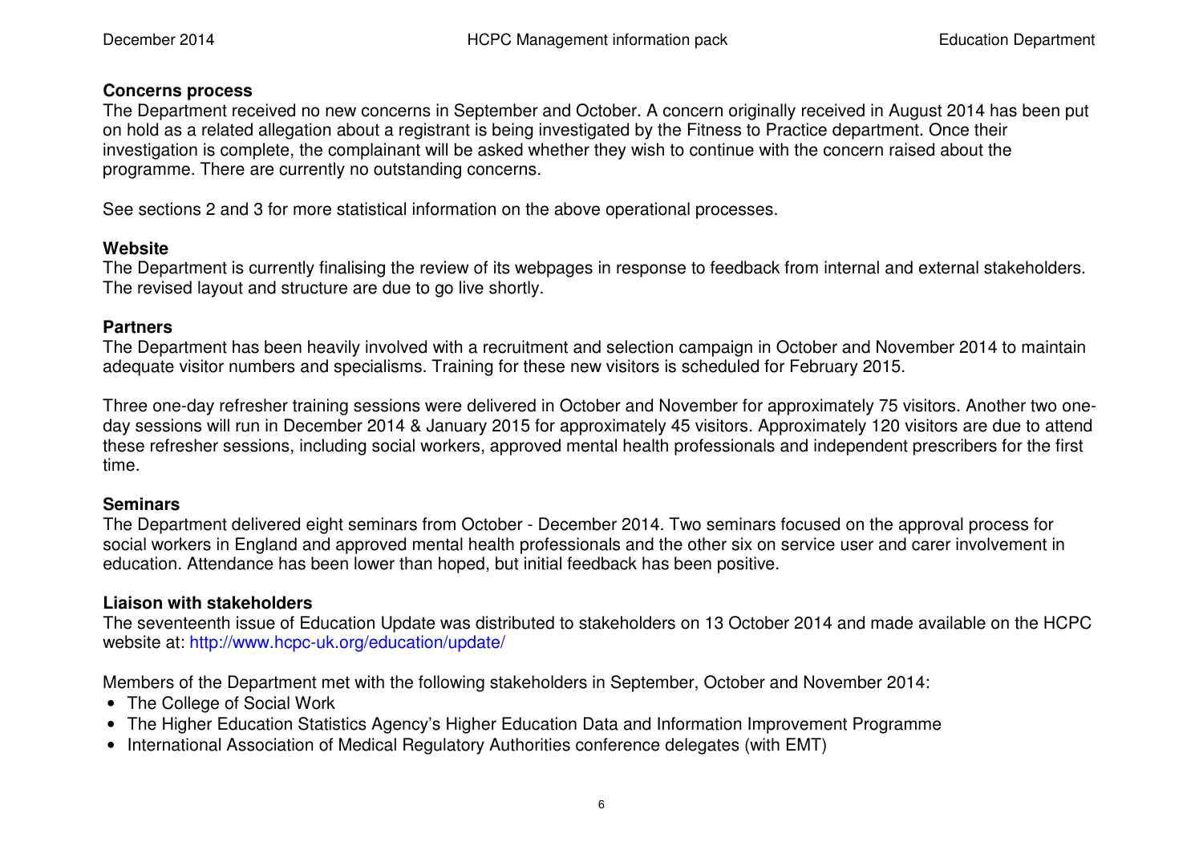**Concerns process**

The Department received no new concerns in September and October. A concern originally received in August 2014 has been put on hold as a related allegation about a registrant is being investigated by the Fitness to Practice department. Once their investigation is complete, the complainant will be asked whether they wish to continue with the concern raised about the programme. There are currently no outstanding concerns.

See sections 2 and 3 for more statistical information on the above operational processes.

**Website**

The Department is currently finalising the review of its webpages in response to feedback from internal and external stakeholders. The revised layout and structure are due to go live shortly.

**Partners**

The Department has been heavily involved with a recruitment and selection campaign in October and November 2014 to maintain adequate visitor numbers and specialisms. Training for these new visitors is scheduled for February 2015.

Three one-day refresher training sessions were delivered in October and November for approximately 75 visitors. Another two one-day sessions will run in December 2014 & January 2015 for approximately 45 visitors. Approximately 120 visitors are due to attend these refresher sessions, including social workers, approved mental health professionals and independent prescribers for the first time.

**Seminars**

The Department delivered eight seminars from October - December 2014. Two seminars focused on the approval process for social workers in England and approved mental health professionals and the other six on service user and carer involvement in education. Attendance has been lower than hoped, but initial feedback has been positive.

**Liaison with stakeholders**

The seventeenth issue of Education Update was distributed to stakeholders on 13 October 2014 and made available on the HCPC website at: http://www.hcpc-uk.org/education/update/

Members of the Department met with the following stakeholders in September, October and November 2014:

- The College of Social Work
- The Higher Education Statistics Agency's Higher Education Data and Information Improvement Programme
- International Association of Medical Regulatory Authorities conference delegates (with EMT)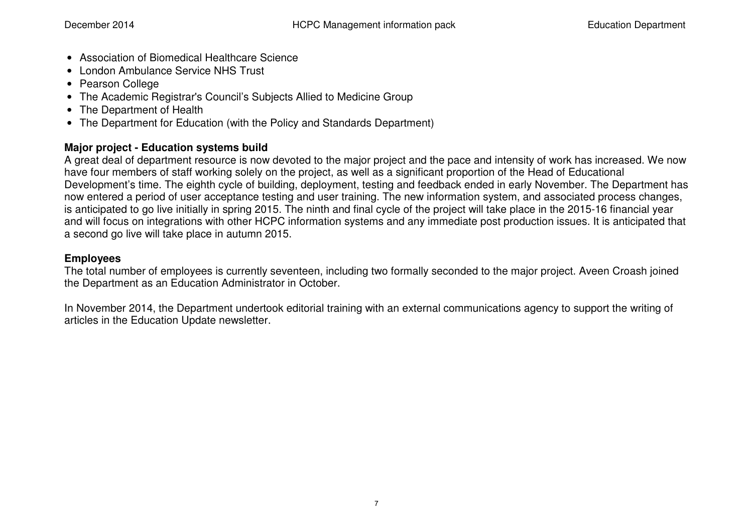- Association of Biomedical Healthcare Science
- London Ambulance Service NHS Trust
- Pearson College
- The Academic Registrar's Council's Subjects Allied to Medicine Group
- The Department of Health
- The Department for Education (with the Policy and Standards Department)

**Major project - Education systems build**

A great deal of department resource is now devoted to the major project and the pace and intensity of work has increased. We now have four members of staff working solely on the project, as well as a significant proportion of the Head of Educational Development's time. The eighth cycle of building, deployment, testing and feedback ended in early November. The Department has now entered a period of user acceptance testing and user training. The new information system, and associated process changes, is anticipated to go live initially in spring 2015. The ninth and final cycle of the project will take place in the 2015-16 financial year and will focus on integrations with other HCPC information systems and any immediate post production issues. It is anticipated that a second go live will take place in autumn 2015.

**Employees**

The total number of employees is currently seventeen, including two formally seconded to the major project. Aveen Croash joined the Department as an Education Administrator in October.

In November 2014, the Department undertook editorial training with an external communications agency to support the writing of articles in the Education Update newsletter.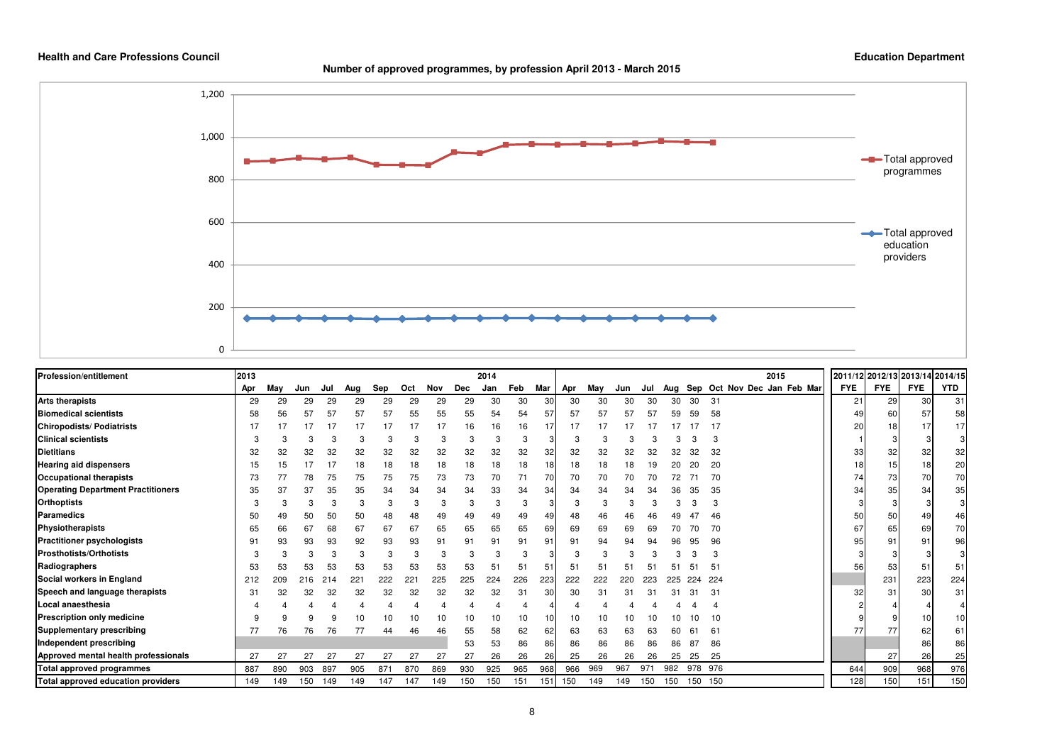**Health and Care Professions Council** **Education Department**

## Number of approved programmes, by profession April 2013 - March 2015

| Profession/entitlement | 2013 Apr | May | Jun | Jul | Aug | Sep | Oct | Nov | Dec | 2014 Jan | Feb | Mar | Apr | May | Jun | Jul | Aug | Sep | Oct | Nov | Dec | 2015 Jan | Feb | Mar | 2011/12 FYE | 2012/13 FYE | 2013/14 FYE | 2014/15 YTD |
|---|---|---|---|---|---|---|---|---|---|---|---|---|---|---|---|---|---|---|---|---|---|---|---|---|---|---|---|---|
| Arts therapists | 29 | 29 | 29 | 29 | 29 | 29 | 29 | 29 | 29 | 30 | 30 | 30 | 30 | 30 | 30 | 30 | 30 | 30 | 31 | | | | | | 21 | 29 | 30 | 31 |
| Biomedical scientists | 58 | 56 | 57 | 57 | 57 | 57 | 55 | 55 | 55 | 54 | 54 | 57 | 57 | 57 | 57 | 57 | 59 | 59 | 58 | | | | | | 49 | 60 | 57 | 58 |
| Chiropodists/ Podiatrists | 17 | 17 | 17 | 17 | 17 | 17 | 17 | 17 | 16 | 16 | 16 | 17 | 17 | 17 | 17 | 17 | 17 | 17 | 17 | | | | | | 20 | 18 | 17 | 17 |
| Clinical scientists | 3 | 3 | 3 | 3 | 3 | 3 | 3 | 3 | 3 | 3 | 3 | 3 | 3 | 3 | 3 | 3 | 3 | 3 | 3 | | | | | | 1 | 3 | 3 | 3 |
| Dietitians | 32 | 32 | 32 | 32 | 32 | 32 | 32 | 32 | 32 | 32 | 32 | 32 | 32 | 32 | 32 | 32 | 32 | 32 | 32 | | | | | | 33 | 32 | 32 | 32 |
| Hearing aid dispensers | 15 | 15 | 17 | 17 | 18 | 18 | 18 | 18 | 18 | 18 | 18 | 18 | 18 | 18 | 18 | 19 | 20 | 20 | 20 | | | | | | 18 | 15 | 18 | 20 |
| Occupational therapists | 73 | 77 | 78 | 75 | 75 | 75 | 75 | 73 | 73 | 70 | 71 | 70 | 70 | 70 | 70 | 70 | 72 | 71 | 70 | | | | | | 74 | 73 | 70 | 70 |
| Operating Department Practitioners | 35 | 37 | 37 | 35 | 35 | 34 | 34 | 34 | 34 | 33 | 34 | 34 | 34 | 34 | 34 | 34 | 36 | 35 | 35 | | | | | | 34 | 35 | 34 | 35 |
| Orthoptists | 3 | 3 | 3 | 3 | 3 | 3 | 3 | 3 | 3 | 3 | 3 | 3 | 3 | 3 | 3 | 3 | 3 | 3 | 3 | | | | | | 3 | 3 | 3 | 3 |
| Paramedics | 50 | 49 | 50 | 50 | 50 | 48 | 48 | 49 | 49 | 49 | 49 | 49 | 48 | 46 | 46 | 46 | 49 | 47 | 46 | | | | | | 50 | 50 | 49 | 46 |
| Physiotherapists | 65 | 66 | 67 | 68 | 67 | 67 | 67 | 65 | 65 | 65 | 65 | 69 | 69 | 69 | 69 | 69 | 70 | 70 | 70 | | | | | | 67 | 65 | 69 | 70 |
| Practitioner psychologists | 91 | 93 | 93 | 93 | 92 | 93 | 93 | 91 | 91 | 91 | 91 | 91 | 91 | 94 | 94 | 94 | 96 | 95 | 96 | | | | | | 95 | 91 | 91 | 96 |
| Prosthotists/Orthotists | 3 | 3 | 3 | 3 | 3 | 3 | 3 | 3 | 3 | 3 | 3 | 3 | 3 | 3 | 3 | 3 | 3 | 3 | 3 | | | | | | 3 | 3 | 3 | 3 |
| Radiographers | 53 | 53 | 53 | 53 | 53 | 53 | 53 | 53 | 53 | 51 | 51 | 51 | 51 | 51 | 51 | 51 | 51 | 51 | 51 | | | | | | 56 | 53 | 51 | 51 |
| Social workers in England | 212 | 209 | 216 | 214 | 221 | 222 | 221 | 225 | 225 | 224 | 226 | 223 | 222 | 222 | 220 | 223 | 225 | 224 | 224 | | | | | | | 231 | 223 | 224 |
| Speech and language therapists | 31 | 32 | 32 | 32 | 32 | 32 | 32 | 32 | 32 | 32 | 31 | 30 | 30 | 31 | 31 | 31 | 31 | 31 | 31 | | | | | | 32 | 31 | 30 | 31 |
| Local anaesthesia | 4 | 4 | 4 | 4 | 4 | 4 | 4 | 4 | 4 | 4 | 4 | 4 | 4 | 4 | 4 | 4 | 4 | 4 | 4 | | | | | | 2 | 4 | 4 | 4 |
| Prescription only medicine | 9 | 9 | 9 | 9 | 10 | 10 | 10 | 10 | 10 | 10 | 10 | 10 | 10 | 10 | 10 | 10 | 10 | 10 | 10 | | | | | | 9 | 9 | 10 | 10 |
| Supplementary prescribing | 77 | 76 | 76 | 76 | 77 | 44 | 46 | 46 | 55 | 58 | 62 | 62 | 63 | 63 | 63 | 63 | 60 | 61 | 61 | | | | | | 77 | 77 | 62 | 61 |
| Independent prescribing | | | | | | | | | 53 | 53 | 86 | 86 | 86 | 86 | 86 | 86 | 86 | 87 | 86 | | | | | | | | 86 | 86 |
| Approved mental health professionals | 27 | 27 | 27 | 27 | 27 | 27 | 27 | 27 | 27 | 26 | 26 | 26 | 25 | 26 | 26 | 26 | 25 | 25 | 25 | | | | | | | 27 | 26 | 25 |
| Total approved programmes | 887 | 890 | 903 | 897 | 905 | 871 | 870 | 869 | 930 | 925 | 965 | 968 | 966 | 969 | 967 | 971 | 982 | 978 | 976 | | | | | | 644 | 909 | 968 | 976 |
| Total approved education providers | 149 | 149 | 150 | 149 | 149 | 147 | 147 | 149 | 150 | 150 | 151 | 151 | 150 | 149 | 149 | 150 | 150 | 150 | 150 | | | | | | 128 | 150 | 151 | 150 |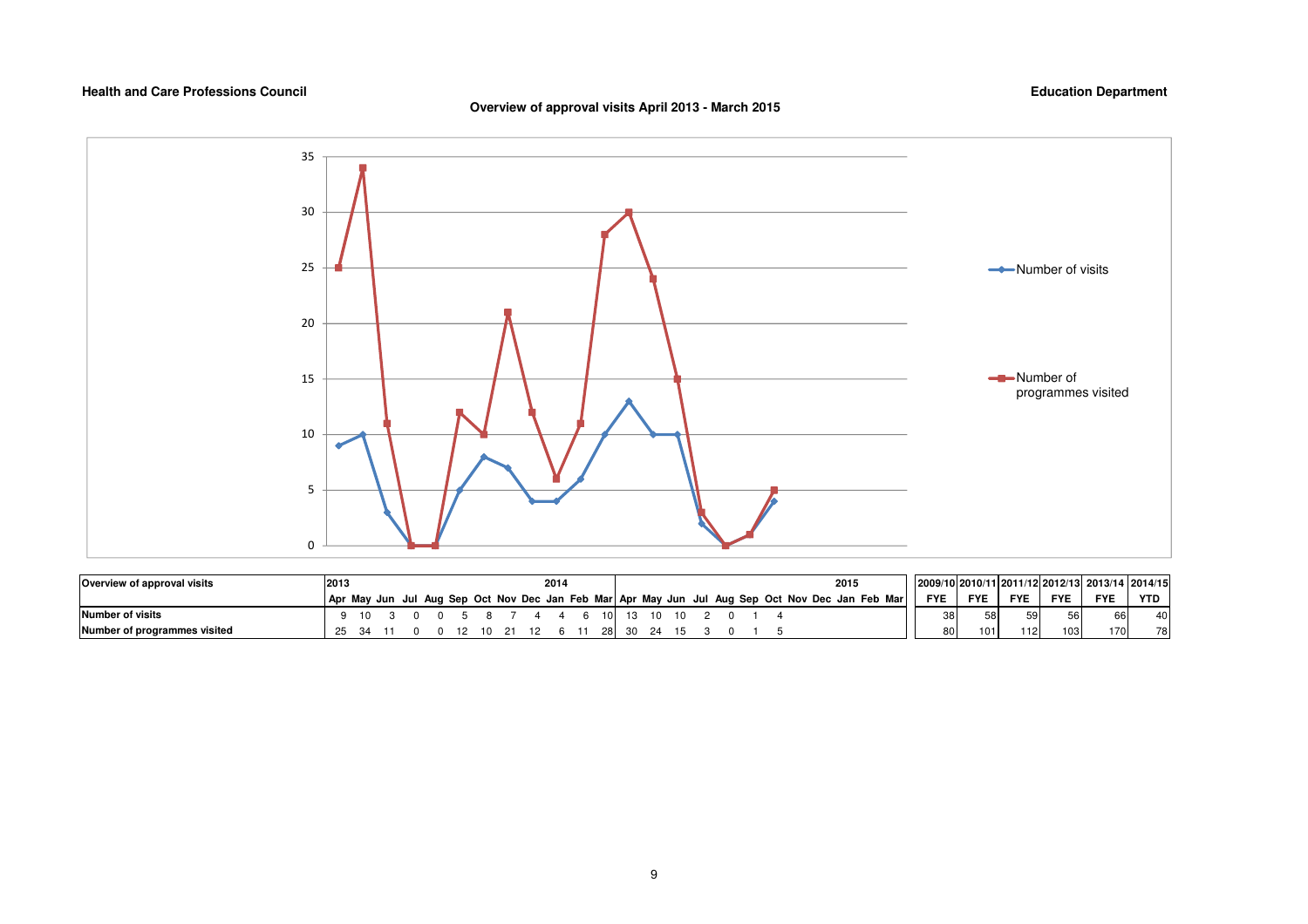**Health and Care Professions Council**

**Education Department**

**Overview of approval visits April 2013 - March 2015**

| Overview of approval visits | 2013 | | | | | | | | | 2014 | | | | | | | | | | | | | 2015 | | | |
|---|---|---|---|---|---|---|---|---|---|---|---|---|---|---|---|---|---|---|---|---|---|---|---|---|---|---|
| | Apr | May | Jun | Jul | Aug | Sep | Oct | Nov | Dec | Jan | Feb | Mar | Apr | May | Jun | Jul | Aug | Sep | Oct | Nov | Dec | Jan | Feb | Mar |
| **Number of visits** | 9 | 10 | 3 | 0 | 0 | 5 | 8 | 7 | 4 | 4 | 6 | 10 | 13 | 10 | 10 | 2 | 0 | 1 | 4 | | | | | |
| **Number of programmes visited** | 25 | 34 | 11 | 0 | 0 | 12 | 10 | 21 | 12 | 6 | 11 | 28 | 30 | 24 | 15 | 3 | 0 | 1 | 5 | | | | | |

| | 2009/10 FYE | 2010/11 FYE | 2011/12 FYE | 2012/13 FYE | 2013/14 FYE | 2014/15 YTD |
|---|---|---|---|---|---|---|
| **Number of visits** | 38 | 58 | 59 | 56 | 66 | 40 |
| **Number of programmes visited** | 80 | 101 | 112 | 103 | 170 | 78 |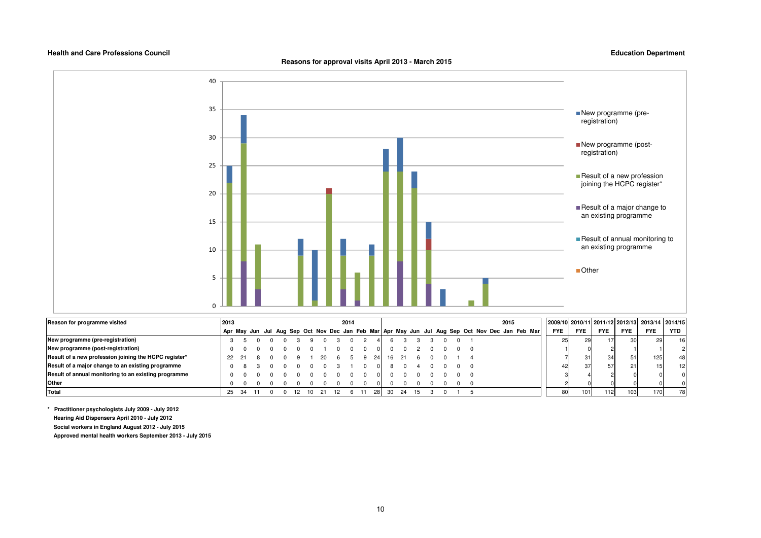**Health and Care Professions Council**

**Education Department**

## Reasons for approval visits April 2013 - March 2015

| Reason for programme visited | 2013 Apr | May | Jun | Jul | Aug | Sep | Oct | Nov | Dec | 2014 Jan | Feb | Mar | Apr | May | Jun | Jul | Aug | Sep | Oct | Nov | Dec | 2015 Jan | Feb | Mar | 2009/10 FYE | 2010/11 FYE | 2011/12 FYE | 2012/13 FYE | 2013/14 FYE | 2014/15 YTD |
|---|---|---|---|---|---|---|---|---|---|---|---|---|---|---|---|---|---|---|---|---|---|---|---|---|---|---|---|---|---|---|
| New programme (pre-registration) | 3 | 5 | 0 | 0 | 0 | 3 | 9 | 0 | 3 | 0 | 2 | 4 | 6 | 3 | 3 | 3 | 0 | 0 | 1 | | | | | | 25 | 29 | 17 | 30 | 29 | 16 |
| New programme (post-registration) | 0 | 0 | 0 | 0 | 0 | 0 | 0 | 1 | 0 | 0 | 0 | 0 | 0 | 0 | 2 | 0 | 0 | 0 | 0 | | | | | | 1 | 0 | 2 | 1 | 1 | 2 |
| Result of a new profession joining the HCPC register* | 22 | 21 | 8 | 0 | 0 | 9 | 1 | 20 | 6 | 5 | 9 | 24 | 16 | 21 | 6 | 0 | 0 | 1 | 4 | | | | | | 7 | 31 | 34 | 51 | 125 | 48 |
| Result of a major change to an existing programme | 0 | 8 | 3 | 0 | 0 | 0 | 0 | 0 | 3 | 1 | 0 | 0 | 8 | 0 | 4 | 0 | 0 | 0 | 0 | | | | | | 42 | 37 | 57 | 21 | 15 | 12 |
| Result of annual monitoring to an existing programme | 0 | 0 | 0 | 0 | 0 | 0 | 0 | 0 | 0 | 0 | 0 | 0 | 0 | 0 | 0 | 0 | 0 | 0 | 0 | | | | | | 3 | 4 | 2 | 0 | 0 | 0 |
| Other | 0 | 0 | 0 | 0 | 0 | 0 | 0 | 0 | 0 | 0 | 0 | 0 | 0 | 0 | 0 | 0 | 0 | 0 | 0 | | | | | | 2 | 0 | 0 | 0 | 0 | 0 |
| **Total** | 25 | 34 | 11 | 0 | 0 | 12 | 10 | 21 | 12 | 6 | 11 | 28 | 30 | 24 | 15 | 3 | 0 | 1 | 5 | | | | | | 80 | 101 | 112 | 103 | 170 | 78 |

\* **Practitioner psychologists July 2009 - July 2012**
**Hearing Aid Dispensers April 2010 - July 2012**
**Social workers in England August 2012 - July 2015**
**Approved mental health workers September 2013 - July 2015**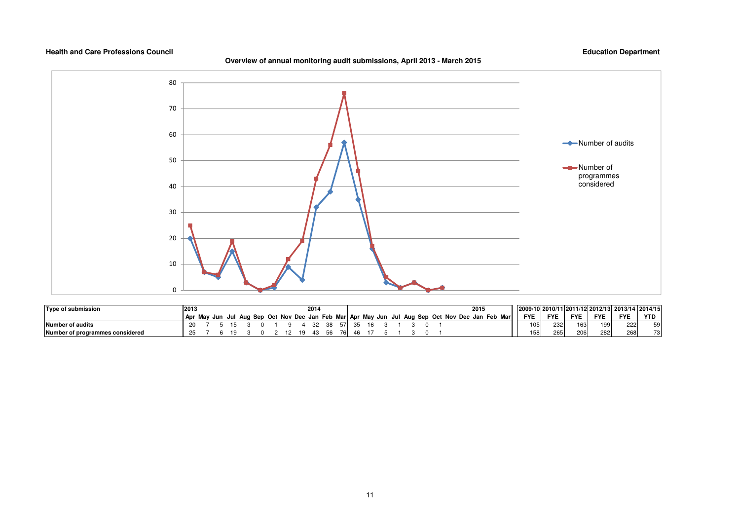Health and Care Professions Council | Education Department

## Overview of annual monitoring audit submissions, April 2013 - March 2015

| Type of submission | 2013 Apr | May | Jun | Jul | Aug | Sep | Oct | Nov | Dec | 2014 Jan | Feb | Mar | Apr | May | Jun | Jul | Aug | Sep | Oct | Nov | Dec | 2015 Jan | Feb | Mar | 2009/10 FYE | 2010/11 FYE | 2011/12 FYE | 2012/13 FYE | 2013/14 FYE | 2014/15 YTD |
|---|---|---|---|---|---|---|---|---|---|---|---|---|---|---|---|---|---|---|---|---|---|---|---|---|---|---|---|---|---|---|
| Number of audits | 20 | 7 | 5 | 15 | 3 | 0 | 1 | 9 | 4 | 32 | 38 | 57 | 35 | 16 | 3 | 1 | 3 | 0 | 1 | | | | | | 105 | 232 | 163 | 199 | 222 | 59 |
| Number of programmes considered | 25 | 7 | 6 | 19 | 3 | 0 | 2 | 12 | 19 | 43 | 56 | 76 | 46 | 17 | 5 | 1 | 3 | 0 | 1 | | | | | | 158 | 265 | 206 | 282 | 268 | 73 |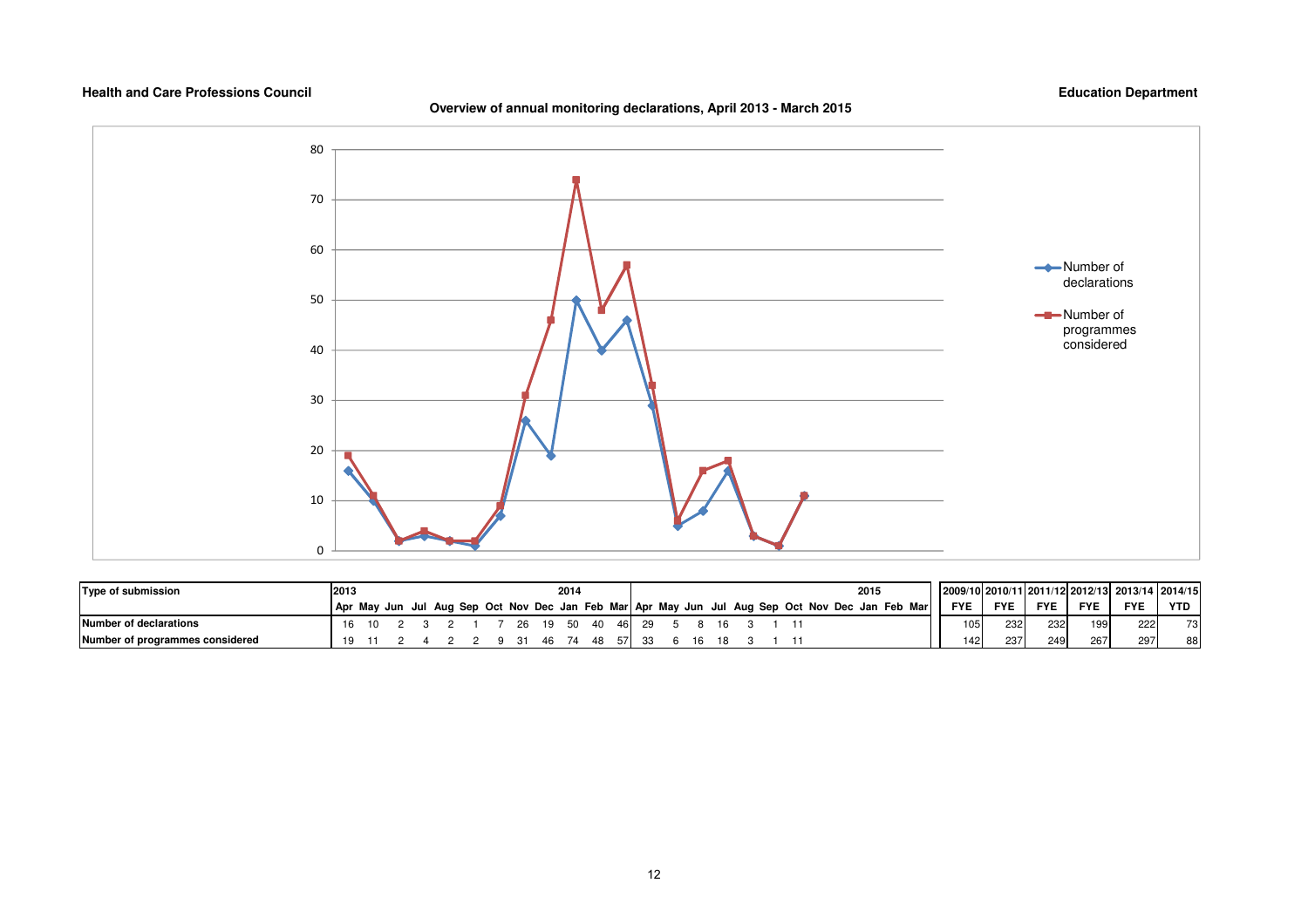**Health and Care Professions Council** | **Education Department**

## Overview of annual monitoring declarations, April 2013 - March 2015

| Type of submission | 2013 Apr | May | Jun | Jul | Aug | Sep | Oct | Nov | Dec | 2014 Jan | Feb | Mar | Apr | May | Jun | Jul | Aug | Sep | Oct | Nov | Dec | 2015 Jan | Feb | Mar | 2009/10 FYE | 2010/11 FYE | 2011/12 FYE | 2012/13 FYE | 2013/14 FYE | 2014/15 YTD |
|---|---|---|---|---|---|---|---|---|---|---|---|---|---|---|---|---|---|---|---|---|---|---|---|---|---|---|---|---|---|---|
| Number of declarations | 16 | 10 | 2 | 3 | 2 | 1 | 7 | 26 | 19 | 50 | 40 | 46 | 29 | 5 | 8 | 16 | 3 | 1 | 11 | | | | | | 105 | 232 | 232 | 199 | 222 | 73 |
| Number of programmes considered | 19 | 11 | 2 | 4 | 2 | 2 | 9 | 31 | 46 | 74 | 48 | 57 | 33 | 6 | 16 | 18 | 3 | 1 | 11 | | | | | | 142 | 237 | 249 | 267 | 297 | 88 |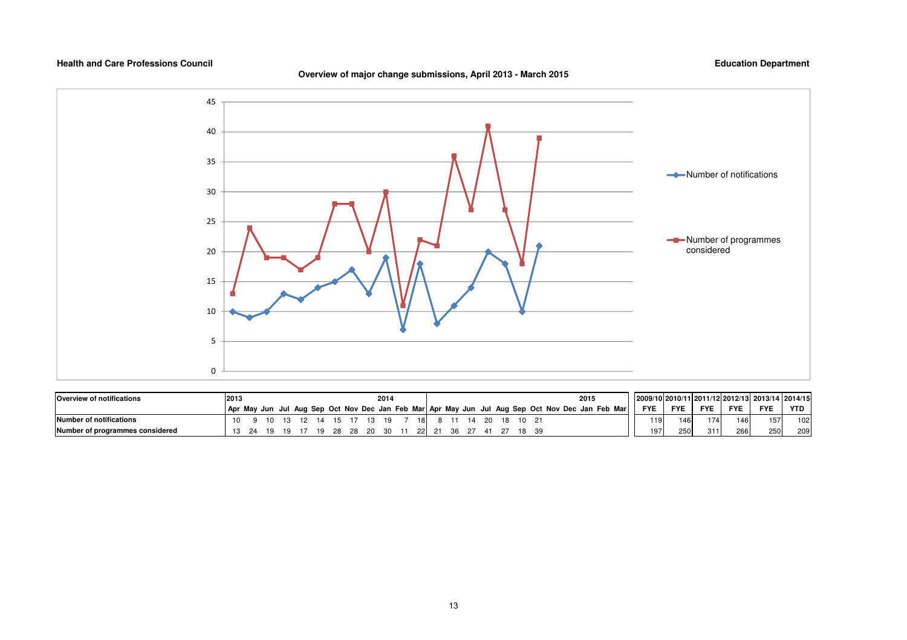**Health and Care Professions Council** **Education Department**

## Overview of major change submissions, April 2013 - March 2015

| Overview of notifications | 2013 | | | | | | | | | 2014 | | | | | | | | | | | | | | 2015 | | | 2009/10 | 2010/11 | 2011/12 | 2012/13 | 2013/14 | 2014/15 |
|---|---|---|---|---|---|---|---|---|---|---|---|---|---|---|---|---|---|---|---|---|---|---|---|---|---|---|---|---|---|---|---|---|
| | Apr | May | Jun | Jul | Aug | Sep | Oct | Nov | Dec | Jan | Feb | Mar | Apr | May | Jun | Jul | Aug | Sep | Oct | Nov | Dec | Jan | Feb | Mar | FYE | FYE | FYE | FYE | FYE | YTD |
| Number of notifications | 10 | 9 | 10 | 13 | 12 | 14 | 15 | 17 | 13 | 19 | 7 | 18 | 8 | 11 | 14 | 20 | 18 | 10 | 21 | | | | | | 119 | 146 | 174 | 146 | 157 | 102 |
| Number of programmes considered | 13 | 24 | 19 | 19 | 17 | 19 | 28 | 28 | 20 | 30 | 11 | 22 | 21 | 36 | 27 | 41 | 27 | 18 | 39 | | | | | | 197 | 250 | 311 | 266 | 250 | 209 |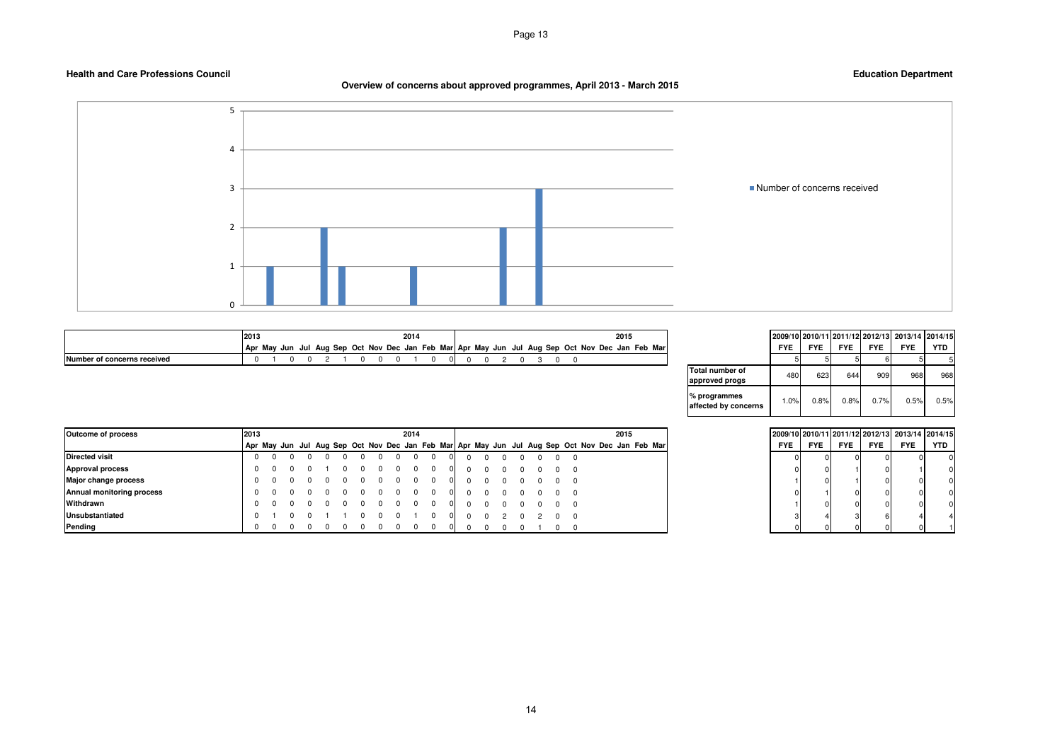**Health and Care Professions Council** **Education Department**

## Overview of concerns about approved programmes, April 2013 - March 2015

| | 2013 | | | | | | | | 2014 | | | | | | | | | | | | 2015 | | | |
|---|---|---|---|---|---|---|---|---|---|---|---|---|---|---|---|---|---|---|---|---|---|---|---|---|
| | Apr | May | Jun | Jul | Aug | Sep | Oct | Nov | Dec | Jan | Feb | Mar | Apr | May | Jun | Jul | Aug | Sep | Oct | Nov | Dec | Jan | Feb | Mar |
| **Number of concerns received** | 0 | 1 | 0 | 0 | 2 | 1 | 0 | 0 | 0 | 1 | 0 | 0 | 0 | 0 | 2 | 0 | 3 | 0 | 0 | | | | | |

| | 2009/10 FYE | 2010/11 FYE | 2011/12 FYE | 2012/13 FYE | 2013/14 FYE | 2014/15 YTD |
|---|---|---|---|---|---|---|
| | 5 | 5 | 5 | 6 | 5 | 5 |
| **Total number of approved progs** | 480 | 623 | 644 | 909 | 968 | 968 |
| **% programmes affected by concerns** | 1.0% | 0.8% | 0.8% | 0.7% | 0.5% | 0.5% |

| **Outcome of process** | 2013 | | | | | | | | 2014 | | | | | | | | | | | | 2015 | | | |
|---|---|---|---|---|---|---|---|---|---|---|---|---|---|---|---|---|---|---|---|---|---|---|---|---|
| | Apr | May | Jun | Jul | Aug | Sep | Oct | Nov | Dec | Jan | Feb | Mar | Apr | May | Jun | Jul | Aug | Sep | Oct | Nov | Dec | Jan | Feb | Mar |
| **Directed visit** | 0 | 0 | 0 | 0 | 0 | 0 | 0 | 0 | 0 | 0 | 0 | 0 | 0 | 0 | 0 | 0 | 0 | 0 | 0 | | | | | |
| **Approval process** | 0 | 0 | 0 | 0 | 1 | 0 | 0 | 0 | 0 | 0 | 0 | 0 | 0 | 0 | 0 | 0 | 0 | 0 | 0 | | | | | |
| **Major change process** | 0 | 0 | 0 | 0 | 0 | 0 | 0 | 0 | 0 | 0 | 0 | 0 | 0 | 0 | 0 | 0 | 0 | 0 | 0 | | | | | |
| **Annual monitoring process** | 0 | 0 | 0 | 0 | 0 | 0 | 0 | 0 | 0 | 0 | 0 | 0 | 0 | 0 | 0 | 0 | 0 | 0 | 0 | | | | | |
| **Withdrawn** | 0 | 0 | 0 | 0 | 0 | 0 | 0 | 0 | 0 | 0 | 0 | 0 | 0 | 0 | 0 | 0 | 0 | 0 | 0 | | | | | |
| **Unsubstantiated** | 0 | 1 | 0 | 0 | 1 | 1 | 0 | 0 | 0 | 1 | 0 | 0 | 0 | 0 | 2 | 0 | 2 | 0 | 0 | | | | | |
| **Pending** | 0 | 0 | 0 | 0 | 0 | 0 | 0 | 0 | 0 | 0 | 0 | 0 | 0 | 0 | 0 | 0 | 1 | 0 | 0 | | | | | |

| | 2009/10 FYE | 2010/11 FYE | 2011/12 FYE | 2012/13 FYE | 2013/14 FYE | 2014/15 YTD |
|---|---|---|---|---|---|---|
| **Directed visit** | 0 | 0 | 0 | 0 | 0 | 0 |
| **Approval process** | 0 | 0 | 1 | 0 | 1 | 0 |
| **Major change process** | 1 | 0 | 1 | 0 | 0 | 0 |
| **Annual monitoring process** | 0 | 1 | 0 | 0 | 0 | 0 |
| **Withdrawn** | 1 | 0 | 0 | 0 | 0 | 0 |
| **Unsubstantiated** | 3 | 4 | 3 | 6 | 4 | 4 |
| **Pending** | 0 | 0 | 0 | 0 | 0 | 1 |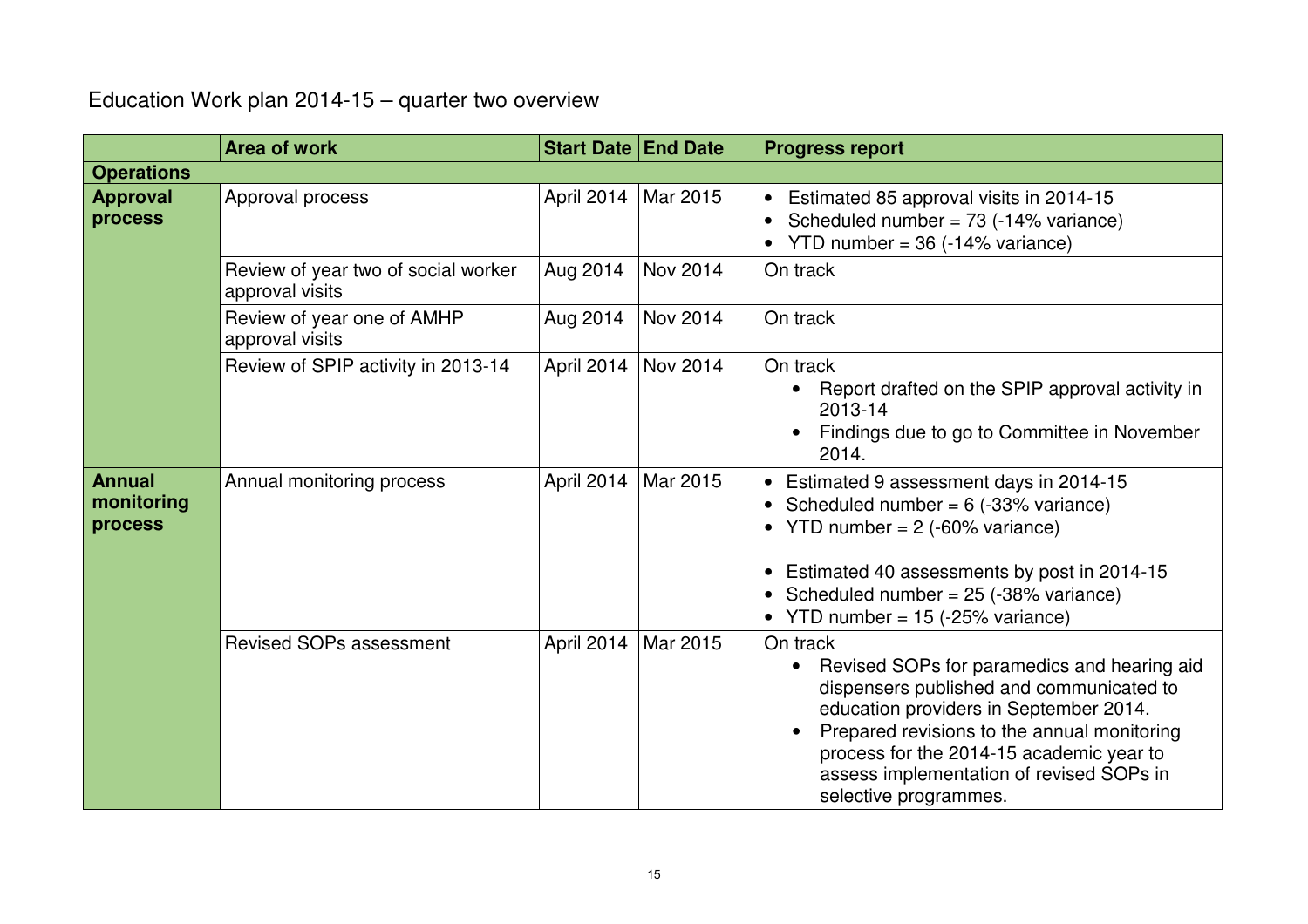Education Work plan 2014-15 – quarter two overview

| | Area of work | Start Date | End Date | Progress report |
|---|---|---|---|---|
| **Operations** | | | | |
| **Approval process** | Approval process | April 2014 | Mar 2015 | • Estimated 85 approval visits in 2014-15<br>• Scheduled number = 73 (-14% variance)<br>• YTD number = 36 (-14% variance) |
| | Review of year two of social worker approval visits | Aug 2014 | Nov 2014 | On track |
| | Review of year one of AMHP approval visits | Aug 2014 | Nov 2014 | On track |
| | Review of SPIP activity in 2013-14 | April 2014 | Nov 2014 | On track<br>• Report drafted on the SPIP approval activity in 2013-14<br>• Findings due to go to Committee in November 2014. |
| **Annual monitoring process** | Annual monitoring process | April 2014 | Mar 2015 | • Estimated 9 assessment days in 2014-15<br>• Scheduled number = 6 (-33% variance)<br>• YTD number = 2 (-60% variance)<br><br>• Estimated 40 assessments by post in 2014-15<br>• Scheduled number = 25 (-38% variance)<br>• YTD number = 15 (-25% variance) |
| | Revised SOPs assessment | April 2014 | Mar 2015 | On track<br>• Revised SOPs for paramedics and hearing aid dispensers published and communicated to education providers in September 2014.<br>• Prepared revisions to the annual monitoring process for the 2014-15 academic year to assess implementation of revised SOPs in selective programmes. |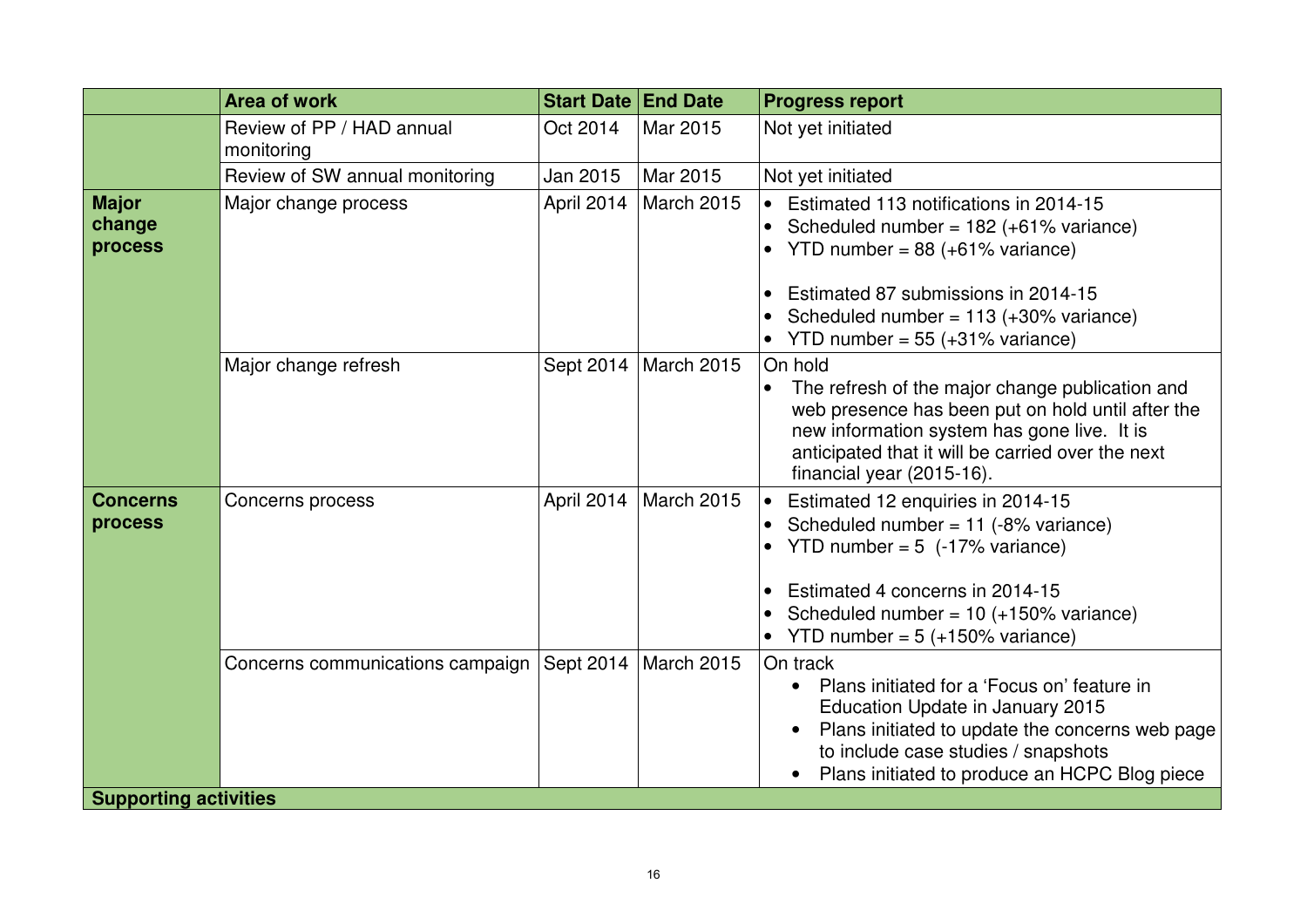| | Area of work | Start Date | End Date | Progress report |
|---|---|---|---|---|
| | Review of PP / HAD annual monitoring | Oct 2014 | Mar 2015 | Not yet initiated |
| | Review of SW annual monitoring | Jan 2015 | Mar 2015 | Not yet initiated |
| **Major change process** | Major change process | April 2014 | March 2015 | • Estimated 113 notifications in 2014-15<br>• Scheduled number = 182 (+61% variance)<br>• YTD number = 88 (+61% variance)<br><br>• Estimated 87 submissions in 2014-15<br>• Scheduled number = 113 (+30% variance)<br>• YTD number = 55 (+31% variance) |
| | Major change refresh | Sept 2014 | March 2015 | On hold<br>• The refresh of the major change publication and web presence has been put on hold until after the new information system has gone live. It is anticipated that it will be carried over the next financial year (2015-16). |
| **Concerns process** | Concerns process | April 2014 | March 2015 | • Estimated 12 enquiries in 2014-15<br>• Scheduled number = 11 (-8% variance)<br>• YTD number = 5 (-17% variance)<br><br>• Estimated 4 concerns in 2014-15<br>• Scheduled number = 10 (+150% variance)<br>• YTD number = 5 (+150% variance) |
| | Concerns communications campaign | Sept 2014 | March 2015 | On track<br>• Plans initiated for a 'Focus on' feature in Education Update in January 2015<br>• Plans initiated to update the concerns web page to include case studies / snapshots<br>• Plans initiated to produce an HCPC Blog piece |
| **Supporting activities** | | | | |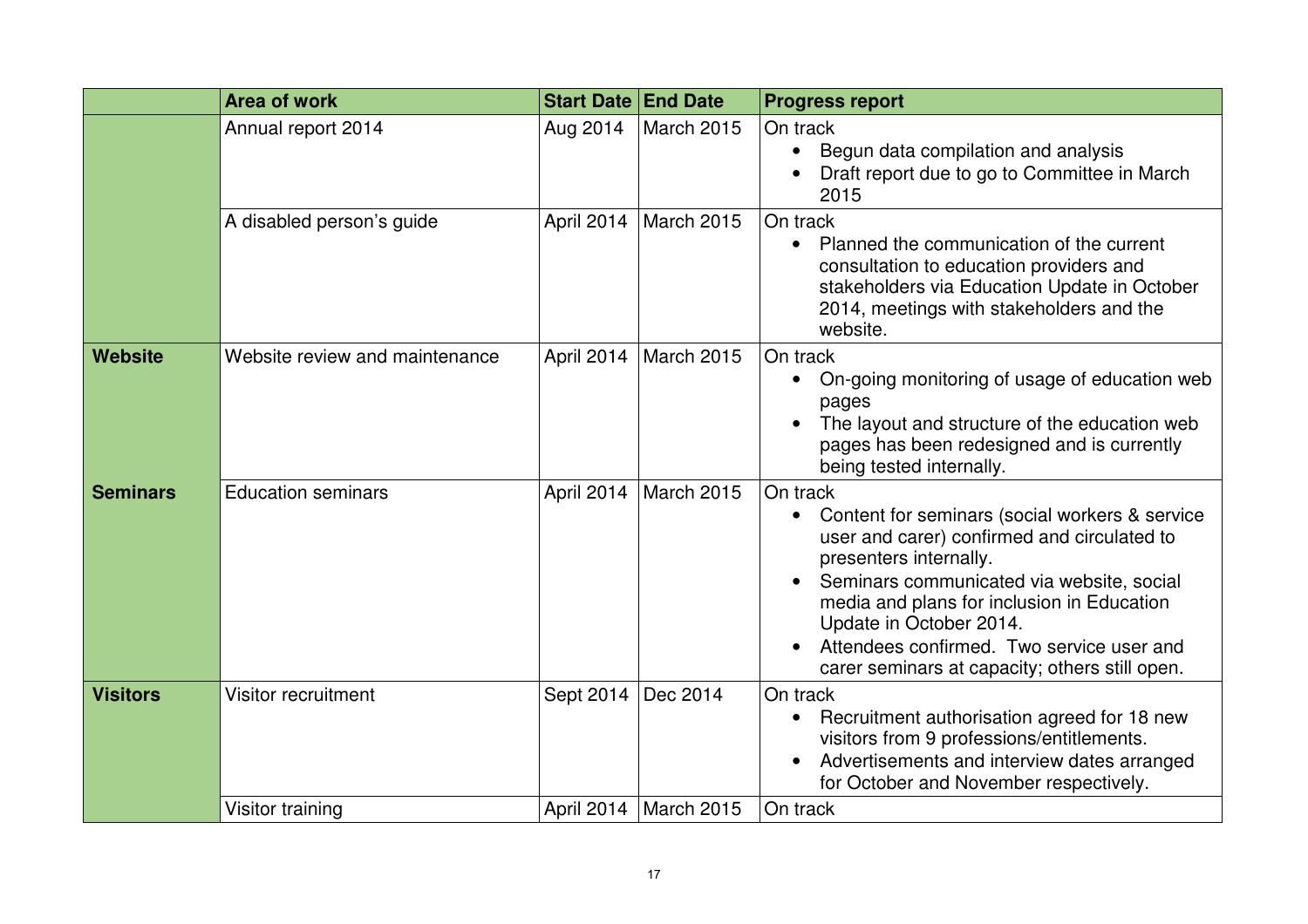| | Area of work | Start Date | End Date | Progress report |
|---|---|---|---|---|
| | Annual report 2014 | Aug 2014 | March 2015 | On track<br>• Begun data compilation and analysis<br>• Draft report due to go to Committee in March 2015 |
| | A disabled person's guide | April 2014 | March 2015 | On track<br>• Planned the communication of the current consultation to education providers and stakeholders via Education Update in October 2014, meetings with stakeholders and the website. |
| **Website** | Website review and maintenance | April 2014 | March 2015 | On track<br>• On-going monitoring of usage of education web pages<br>• The layout and structure of the education web pages has been redesigned and is currently being tested internally. |
| **Seminars** | Education seminars | April 2014 | March 2015 | On track<br>• Content for seminars (social workers & service user and carer) confirmed and circulated to presenters internally.<br>• Seminars communicated via website, social media and plans for inclusion in Education Update in October 2014.<br>• Attendees confirmed. Two service user and carer seminars at capacity; others still open. |
| **Visitors** | Visitor recruitment | Sept 2014 | Dec 2014 | On track<br>• Recruitment authorisation agreed for 18 new visitors from 9 professions/entitlements.<br>• Advertisements and interview dates arranged for October and November respectively. |
| | Visitor training | April 2014 | March 2015 | On track |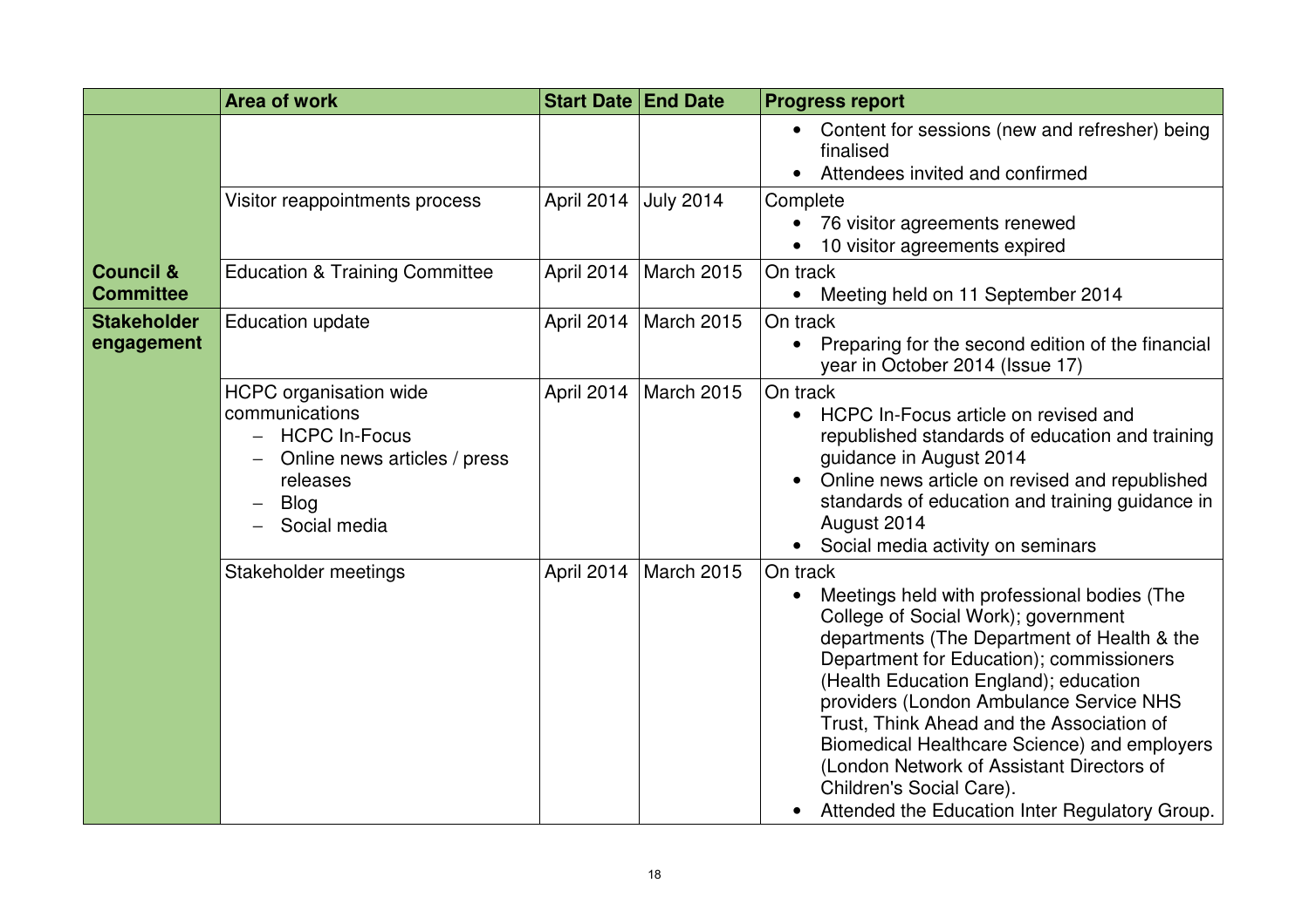| | Area of work | Start Date | End Date | Progress report |
|---|---|---|---|---|
| | | | | • Content for sessions (new and refresher) being finalised<br>• Attendees invited and confirmed |
| | Visitor reappointments process | April 2014 | July 2014 | Complete<br>• 76 visitor agreements renewed<br>• 10 visitor agreements expired |
| **Council & Committee** | Education & Training Committee | April 2014 | March 2015 | On track<br>• Meeting held on 11 September 2014 |
| **Stakeholder engagement** | Education update | April 2014 | March 2015 | On track<br>• Preparing for the second edition of the financial year in October 2014 (Issue 17) |
| | HCPC organisation wide communications<br>– HCPC In-Focus<br>– Online news articles / press releases<br>– Blog<br>– Social media | April 2014 | March 2015 | On track<br>• HCPC In-Focus article on revised and republished standards of education and training guidance in August 2014<br>• Online news article on revised and republished standards of education and training guidance in August 2014<br>• Social media activity on seminars |
| | Stakeholder meetings | April 2014 | March 2015 | On track<br>• Meetings held with professional bodies (The College of Social Work); government departments (The Department of Health & the Department for Education); commissioners (Health Education England); education providers (London Ambulance Service NHS Trust, Think Ahead and the Association of Biomedical Healthcare Science) and employers (London Network of Assistant Directors of Children's Social Care).<br>• Attended the Education Inter Regulatory Group. |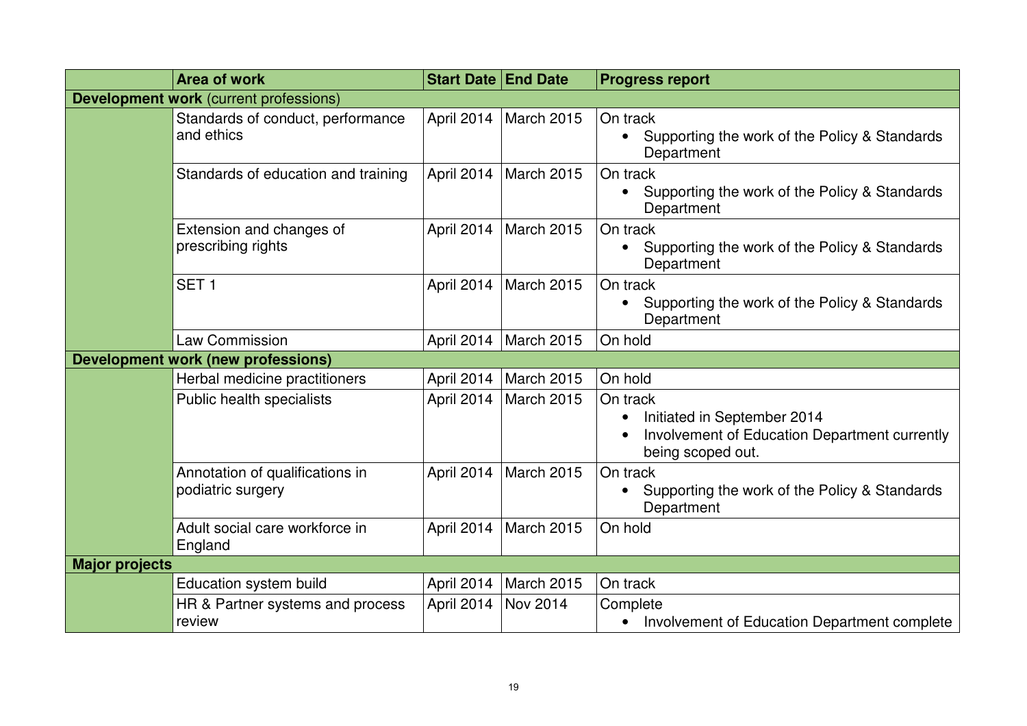| | Area of work | Start Date | End Date | Progress report |
|---|---|---|---|---|
| **Development work** (current professions) | | | | |
| | Standards of conduct, performance and ethics | April 2014 | March 2015 | On track<br>• Supporting the work of the Policy & Standards Department |
| | Standards of education and training | April 2014 | March 2015 | On track<br>• Supporting the work of the Policy & Standards Department |
| | Extension and changes of prescribing rights | April 2014 | March 2015 | On track<br>• Supporting the work of the Policy & Standards Department |
| | SET 1 | April 2014 | March 2015 | On track<br>• Supporting the work of the Policy & Standards Department |
| | Law Commission | April 2014 | March 2015 | On hold |
| **Development work (new professions)** | | | | |
| | Herbal medicine practitioners | April 2014 | March 2015 | On hold |
| | Public health specialists | April 2014 | March 2015 | On track<br>• Initiated in September 2014<br>• Involvement of Education Department currently being scoped out. |
| | Annotation of qualifications in podiatric surgery | April 2014 | March 2015 | On track<br>• Supporting the work of the Policy & Standards Department |
| | Adult social care workforce in England | April 2014 | March 2015 | On hold |
| **Major projects** | | | | |
| | Education system build | April 2014 | March 2015 | On track |
| | HR & Partner systems and process review | April 2014 | Nov 2014 | Complete<br>• Involvement of Education Department complete |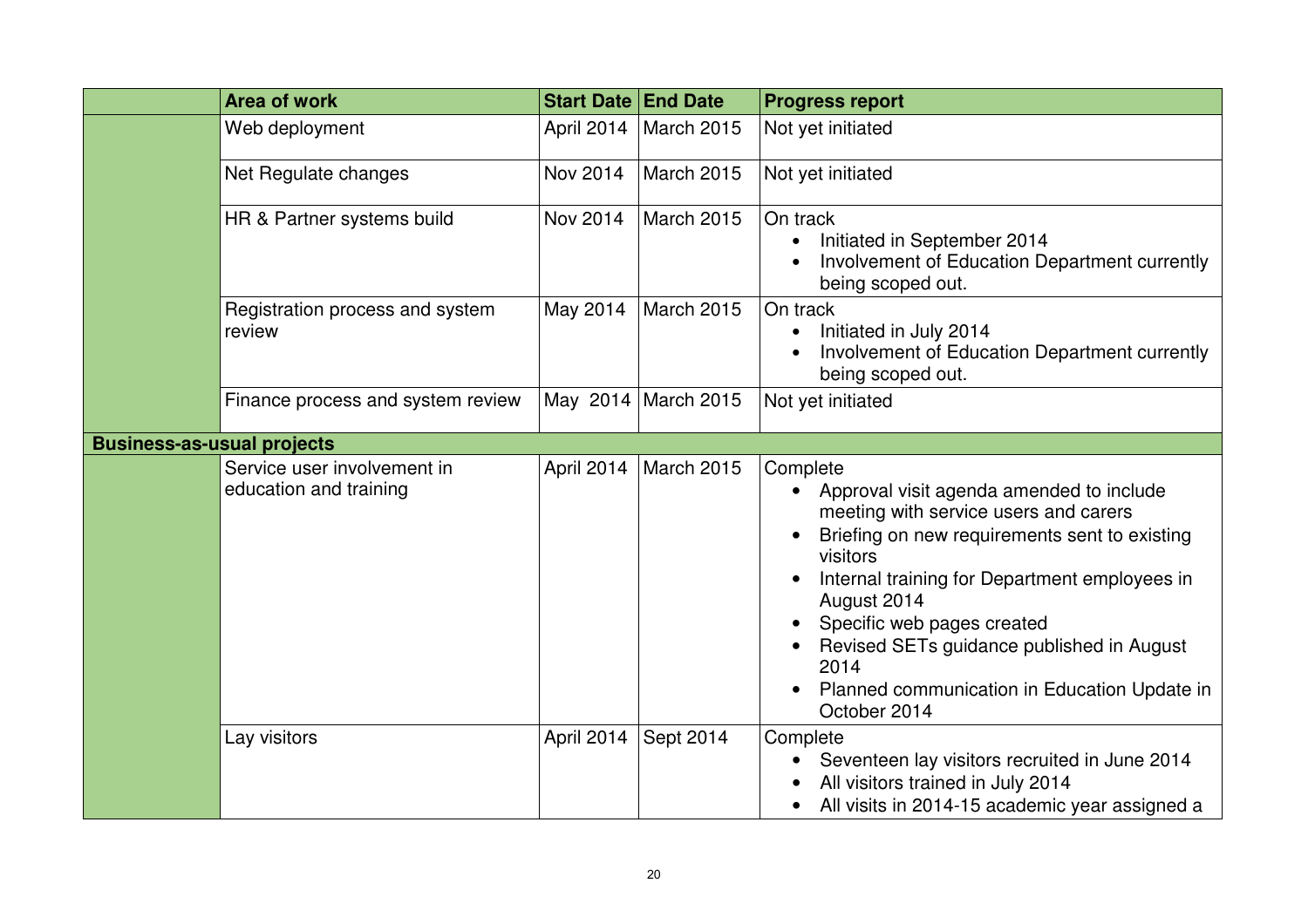| | Area of work | Start Date | End Date | Progress report |
|---|---|---|---|---|
| | Web deployment | April 2014 | March 2015 | Not yet initiated |
| | Net Regulate changes | Nov 2014 | March 2015 | Not yet initiated |
| | HR & Partner systems build | Nov 2014 | March 2015 | On track<br>• Initiated in September 2014<br>• Involvement of Education Department currently being scoped out. |
| | Registration process and system review | May 2014 | March 2015 | On track<br>• Initiated in July 2014<br>• Involvement of Education Department currently being scoped out. |
| | Finance process and system review | May 2014 | March 2015 | Not yet initiated |
| **Business-as-usual projects** | | | | |
| | Service user involvement in education and training | April 2014 | March 2015 | Complete<br>• Approval visit agenda amended to include meeting with service users and carers<br>• Briefing on new requirements sent to existing visitors<br>• Internal training for Department employees in August 2014<br>• Specific web pages created<br>• Revised SETs guidance published in August 2014<br>• Planned communication in Education Update in October 2014 |
| | Lay visitors | April 2014 | Sept 2014 | Complete<br>• Seventeen lay visitors recruited in June 2014<br>• All visitors trained in July 2014<br>• All visits in 2014-15 academic year assigned a |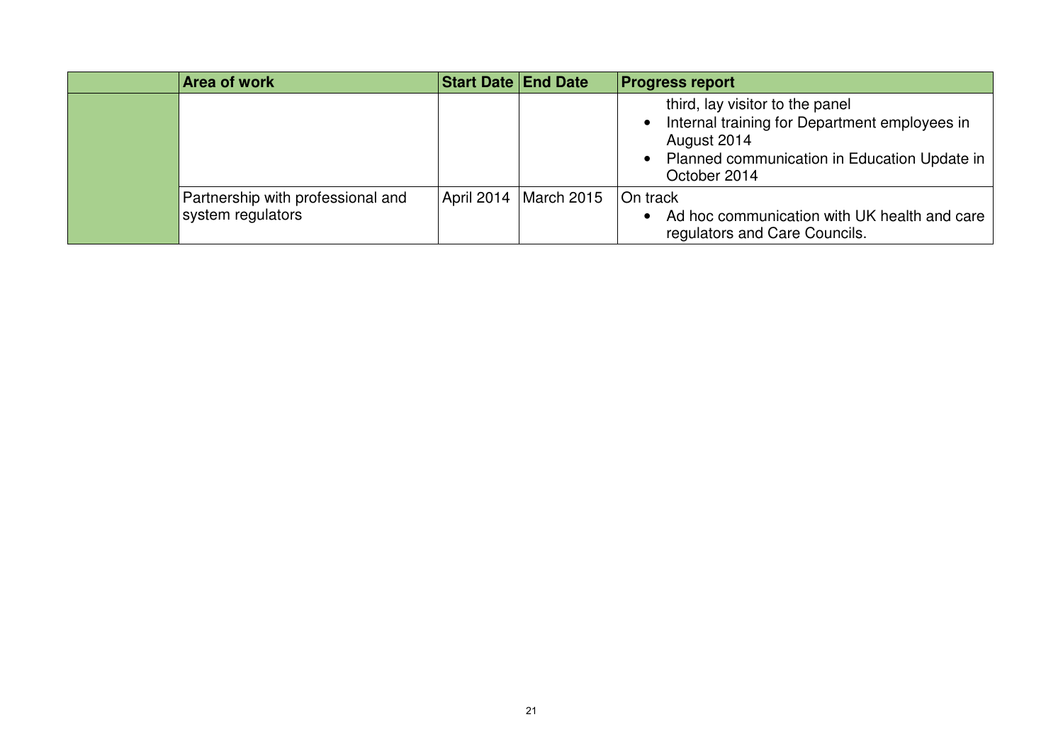| | Area of work | Start Date | End Date | Progress report |
|---|---|---|---|---|
| | | | | third, lay visitor to the panel<br>• Internal training for Department employees in August 2014<br>• Planned communication in Education Update in October 2014 |
| | Partnership with professional and system regulators | April 2014 | March 2015 | On track<br>• Ad hoc communication with UK health and care regulators and Care Councils. |